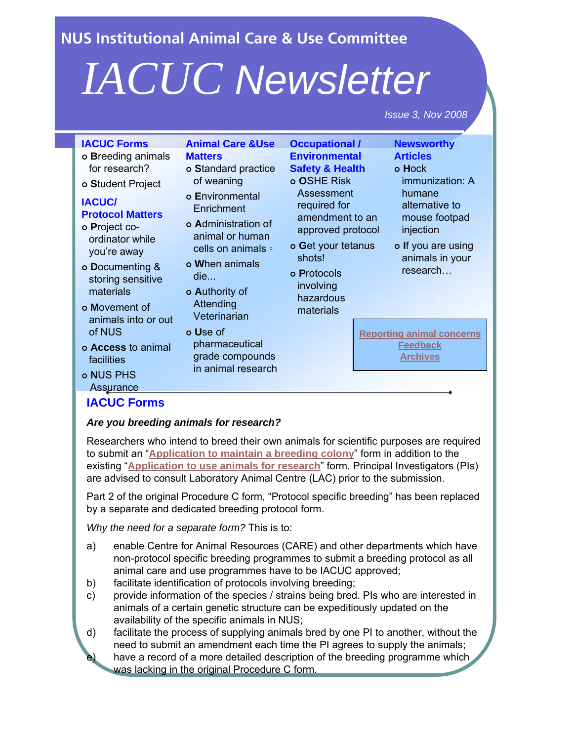NUS Institutional Animal Care & Use Committee

# IACUC Newsletter

*Issue 3, Nov 2008*

**IACUC Forms**

- Breeding animals for research?
- Student Project

**IACUC/ Protocol Matters**

- Project co-ordinator while you're away
- Documenting & storing sensitive materials
- Movement of animals into or out of NUS
- Access to animal facilities
- NUS PHS Assurance

**Animal Care &Use Matters**

- Standard practice of weaning
- Environmental Enrichment
- Administration of animal or human cells on animals
- When animals die...
- Authority of Attending Veterinarian
- Use of pharmaceutical grade compounds in animal research

**Occupational / Environmental Safety & Health**

- OSHE Risk Assessment required for amendment to an approved protocol
- Get your tetanus shots!
- Protocols involving hazardous materials

**Newsworthy Articles**

- Hock immunization: A humane alternative to mouse footpad injection
- If you are using animals in your research…

Reporting animal concerns
Feedback
Archives

## IACUC Forms

***Are you breeding animals for research?***

Researchers who intend to breed their own animals for scientific purposes are required to submit an "**Application to maintain a breeding colony**" form in addition to the existing "**Application to use animals for research**" form. Principal Investigators (PIs) are advised to consult Laboratory Animal Centre (LAC) prior to the submission.

Part 2 of the original Procedure C form, "Protocol specific breeding" has been replaced by a separate and dedicated breeding protocol form.

*Why the need for a separate form?* This is to:

a) enable Centre for Animal Resources (CARE) and other departments which have non-protocol specific breeding programmes to submit a breeding protocol as all animal care and use programmes have to be IACUC approved;
b) facilitate identification of protocols involving breeding;
c) provide information of the species / strains being bred. PIs who are interested in animals of a certain genetic structure can be expeditiously updated on the availability of the specific animals in NUS;
d) facilitate the process of supplying animals bred by one PI to another, without the need to submit an amendment each time the PI agrees to supply the animals;
e) have a record of a more detailed description of the breeding programme which was lacking in the original Procedure C form.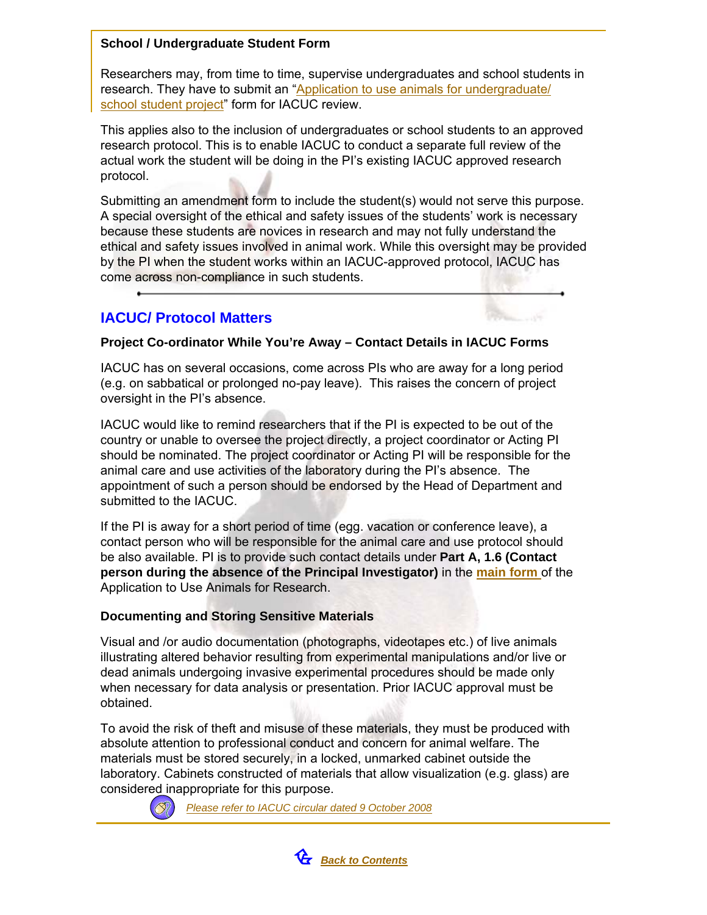**School / Undergraduate Student Form**

Researchers may, from time to time, supervise undergraduates and school students in research. They have to submit an "Application to use animals for undergraduate/ school student project" form for IACUC review.

This applies also to the inclusion of undergraduates or school students to an approved research protocol. This is to enable IACUC to conduct a separate full review of the actual work the student will be doing in the PI's existing IACUC approved research protocol.

Submitting an amendment form to include the student(s) would not serve this purpose. A special oversight of the ethical and safety issues of the students' work is necessary because these students are novices in research and may not fully understand the ethical and safety issues involved in animal work. While this oversight may be provided by the PI when the student works within an IACUC-approved protocol, IACUC has come across non-compliance in such students.

## IACUC/ Protocol Matters

**Project Co-ordinator While You're Away – Contact Details in IACUC Forms**

IACUC has on several occasions, come across PIs who are away for a long period (e.g. on sabbatical or prolonged no-pay leave). This raises the concern of project oversight in the PI's absence.

IACUC would like to remind researchers that if the PI is expected to be out of the country or unable to oversee the project directly, a project coordinator or Acting PI should be nominated. The project coordinator or Acting PI will be responsible for the animal care and use activities of the laboratory during the PI's absence. The appointment of such a person should be endorsed by the Head of Department and submitted to the IACUC.

If the PI is away for a short period of time (egg. vacation or conference leave), a contact person who will be responsible for the animal care and use protocol should be also available. PI is to provide such contact details under **Part A, 1.6 (Contact person during the absence of the Principal Investigator)** in the **main form** of the Application to Use Animals for Research.

**Documenting and Storing Sensitive Materials**

Visual and /or audio documentation (photographs, videotapes etc.) of live animals illustrating altered behavior resulting from experimental manipulations and/or live or dead animals undergoing invasive experimental procedures should be made only when necessary for data analysis or presentation. Prior IACUC approval must be obtained.

To avoid the risk of theft and misuse of these materials, they must be produced with absolute attention to professional conduct and concern for animal welfare. The materials must be stored securely, in a locked, unmarked cabinet outside the laboratory. Cabinets constructed of materials that allow visualization (e.g. glass) are considered inappropriate for this purpose.

*Please refer to IACUC circular dated 9 October 2008*

***Back to Contents***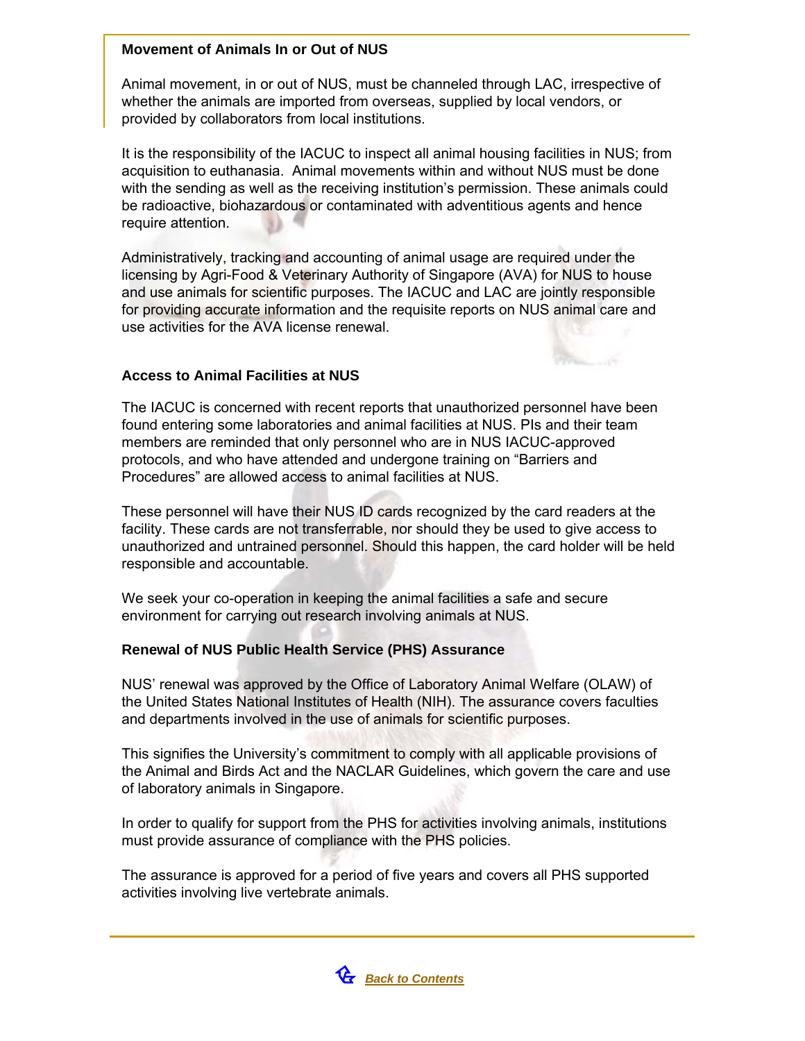### Movement of Animals In or Out of NUS

Animal movement, in or out of NUS, must be channeled through LAC, irrespective of whether the animals are imported from overseas, supplied by local vendors, or provided by collaborators from local institutions.

It is the responsibility of the IACUC to inspect all animal housing facilities in NUS; from acquisition to euthanasia. Animal movements within and without NUS must be done with the sending as well as the receiving institution's permission. These animals could be radioactive, biohazardous or contaminated with adventitious agents and hence require attention.

Administratively, tracking and accounting of animal usage are required under the licensing by Agri-Food & Veterinary Authority of Singapore (AVA) for NUS to house and use animals for scientific purposes. The IACUC and LAC are jointly responsible for providing accurate information and the requisite reports on NUS animal care and use activities for the AVA license renewal.

### Access to Animal Facilities at NUS

The IACUC is concerned with recent reports that unauthorized personnel have been found entering some laboratories and animal facilities at NUS. PIs and their team members are reminded that only personnel who are in NUS IACUC-approved protocols, and who have attended and undergone training on "Barriers and Procedures" are allowed access to animal facilities at NUS.

These personnel will have their NUS ID cards recognized by the card readers at the facility. These cards are not transferrable, nor should they be used to give access to unauthorized and untrained personnel. Should this happen, the card holder will be held responsible and accountable.

We seek your co-operation in keeping the animal facilities a safe and secure environment for carrying out research involving animals at NUS.

### Renewal of NUS Public Health Service (PHS) Assurance

NUS' renewal was approved by the Office of Laboratory Animal Welfare (OLAW) of the United States National Institutes of Health (NIH). The assurance covers faculties and departments involved in the use of animals for scientific purposes.

This signifies the University's commitment to comply with all applicable provisions of the Animal and Birds Act and the NACLAR Guidelines, which govern the care and use of laboratory animals in Singapore.

In order to qualify for support from the PHS for activities involving animals, institutions must provide assurance of compliance with the PHS policies.

The assurance is approved for a period of five years and covers all PHS supported activities involving live vertebrate animals.

***Back to Contents***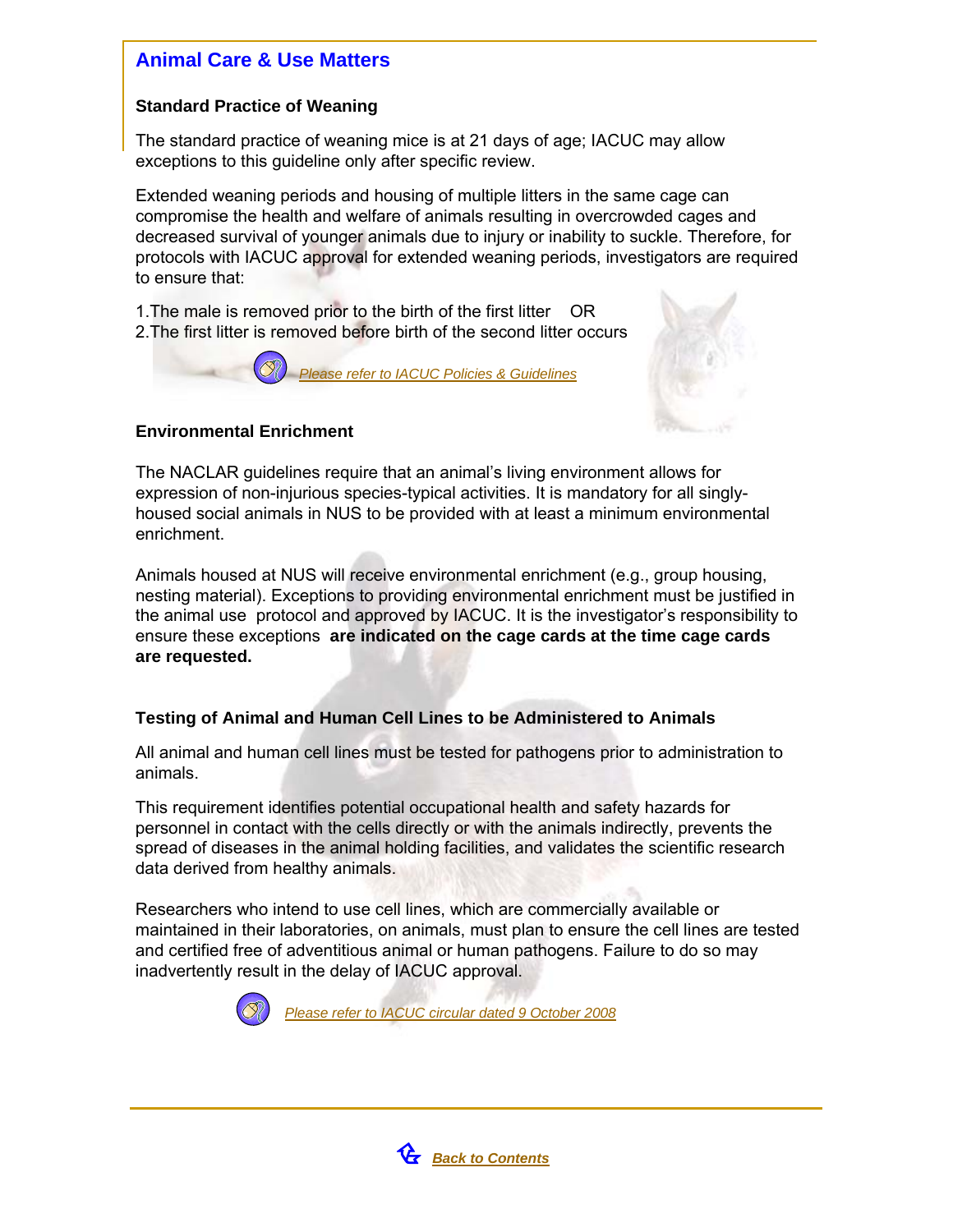## Animal Care & Use Matters

### Standard Practice of Weaning

The standard practice of weaning mice is at 21 days of age; IACUC may allow exceptions to this guideline only after specific review.

Extended weaning periods and housing of multiple litters in the same cage can compromise the health and welfare of animals resulting in overcrowded cages and decreased survival of younger animals due to injury or inability to suckle. Therefore, for protocols with IACUC approval for extended weaning periods, investigators are required to ensure that:

1. The male is removed prior to the birth of the first litter OR
2. The first litter is removed before birth of the second litter occurs

*Please refer to IACUC Policies & Guidelines*

### Environmental Enrichment

The NACLAR guidelines require that an animal's living environment allows for expression of non-injurious species-typical activities. It is mandatory for all singly-housed social animals in NUS to be provided with at least a minimum environmental enrichment.

Animals housed at NUS will receive environmental enrichment (e.g., group housing, nesting material). Exceptions to providing environmental enrichment must be justified in the animal use protocol and approved by IACUC. It is the investigator's responsibility to ensure these exceptions **are indicated on the cage cards at the time cage cards are requested.**

### Testing of Animal and Human Cell Lines to be Administered to Animals

All animal and human cell lines must be tested for pathogens prior to administration to animals.

This requirement identifies potential occupational health and safety hazards for personnel in contact with the cells directly or with the animals indirectly, prevents the spread of diseases in the animal holding facilities, and validates the scientific research data derived from healthy animals.

Researchers who intend to use cell lines, which are commercially available or maintained in their laboratories, on animals, must plan to ensure the cell lines are tested and certified free of adventitious animal or human pathogens. Failure to do so may inadvertently result in the delay of IACUC approval.

*Please refer to IACUC circular dated 9 October 2008*

**Back to Contents**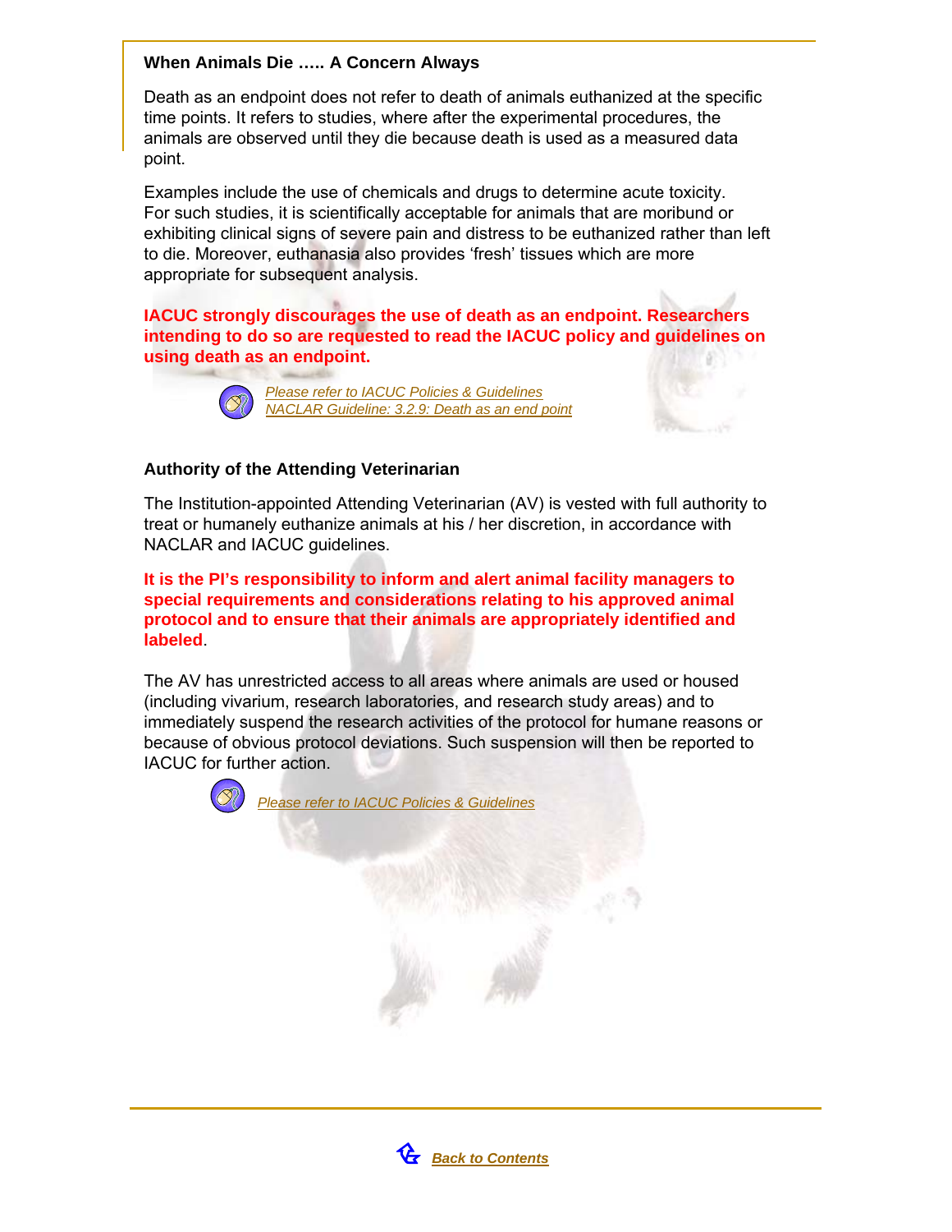### When Animals Die ….. A Concern Always

Death as an endpoint does not refer to death of animals euthanized at the specific time points. It refers to studies, where after the experimental procedures, the animals are observed until they die because death is used as a measured data point.

Examples include the use of chemicals and drugs to determine acute toxicity. For such studies, it is scientifically acceptable for animals that are moribund or exhibiting clinical signs of severe pain and distress to be euthanized rather than left to die. Moreover, euthanasia also provides 'fresh' tissues which are more appropriate for subsequent analysis.

**IACUC strongly discourages the use of death as an endpoint. Researchers intending to do so are requested to read the IACUC policy and guidelines on using death as an endpoint.**

*Please refer to IACUC Policies & Guidelines*
*NACLAR Guideline: 3.2.9: Death as an end point*

### Authority of the Attending Veterinarian

The Institution-appointed Attending Veterinarian (AV) is vested with full authority to treat or humanely euthanize animals at his / her discretion, in accordance with NACLAR and IACUC guidelines.

**It is the PI's responsibility to inform and alert animal facility managers to special requirements and considerations relating to his approved animal protocol and to ensure that their animals are appropriately identified and labeled**.

The AV has unrestricted access to all areas where animals are used or housed (including vivarium, research laboratories, and research study areas) and to immediately suspend the research activities of the protocol for humane reasons or because of obvious protocol deviations. Such suspension will then be reported to IACUC for further action.

*Please refer to IACUC Policies & Guidelines*

**Back to Contents**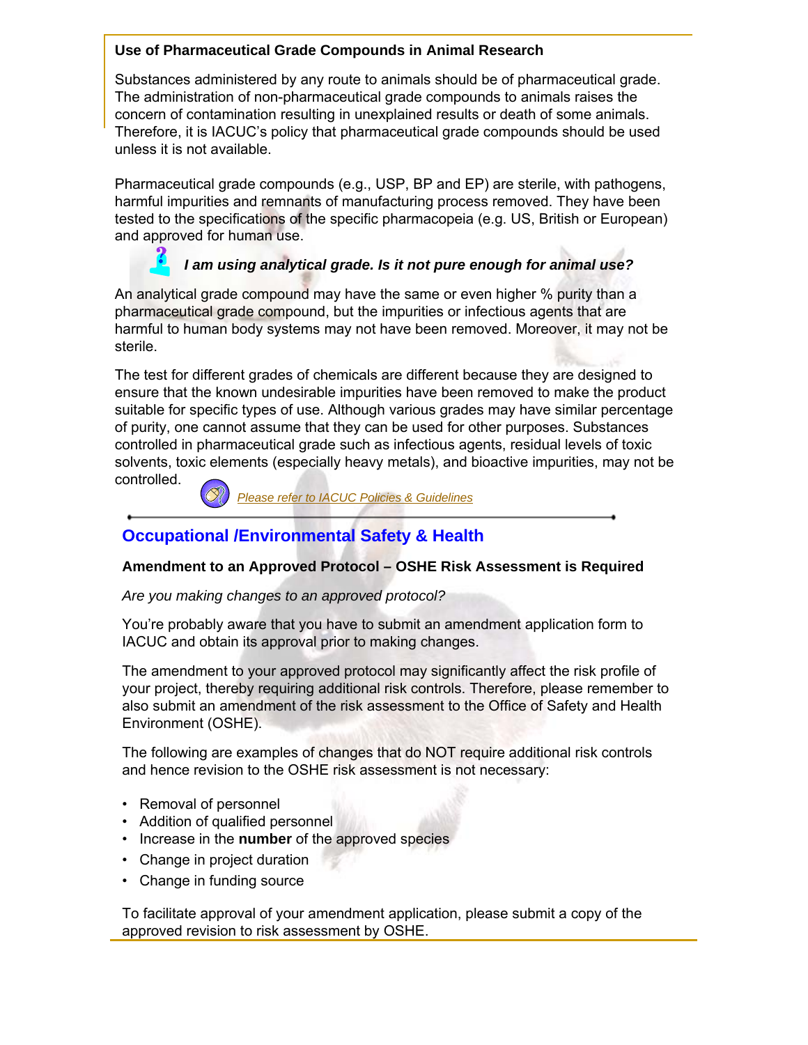### Use of Pharmaceutical Grade Compounds in Animal Research

Substances administered by any route to animals should be of pharmaceutical grade. The administration of non-pharmaceutical grade compounds to animals raises the concern of contamination resulting in unexplained results or death of some animals. Therefore, it is IACUC's policy that pharmaceutical grade compounds should be used unless it is not available.

Pharmaceutical grade compounds (e.g., USP, BP and EP) are sterile, with pathogens, harmful impurities and remnants of manufacturing process removed. They have been tested to the specifications of the specific pharmacopeia (e.g. US, British or European) and approved for human use.

***I am using analytical grade. Is it not pure enough for animal use?***

An analytical grade compound may have the same or even higher % purity than a pharmaceutical grade compound, but the impurities or infectious agents that are harmful to human body systems may not have been removed. Moreover, it may not be sterile.

The test for different grades of chemicals are different because they are designed to ensure that the known undesirable impurities have been removed to make the product suitable for specific types of use. Although various grades may have similar percentage of purity, one cannot assume that they can be used for other purposes. Substances controlled in pharmaceutical grade such as infectious agents, residual levels of toxic solvents, toxic elements (especially heavy metals), and bioactive impurities, may not be controlled.

*Please refer to IACUC Policies & Guidelines*

---

## Occupational /Environmental Safety & Health

### Amendment to an Approved Protocol – OSHE Risk Assessment is Required

*Are you making changes to an approved protocol?*

You're probably aware that you have to submit an amendment application form to IACUC and obtain its approval prior to making changes.

The amendment to your approved protocol may significantly affect the risk profile of your project, thereby requiring additional risk controls. Therefore, please remember to also submit an amendment of the risk assessment to the Office of Safety and Health Environment (OSHE).

The following are examples of changes that do NOT require additional risk controls and hence revision to the OSHE risk assessment is not necessary:

- Removal of personnel
- Addition of qualified personnel
- Increase in the **number** of the approved species
- Change in project duration
- Change in funding source

To facilitate approval of your amendment application, please submit a copy of the approved revision to risk assessment by OSHE.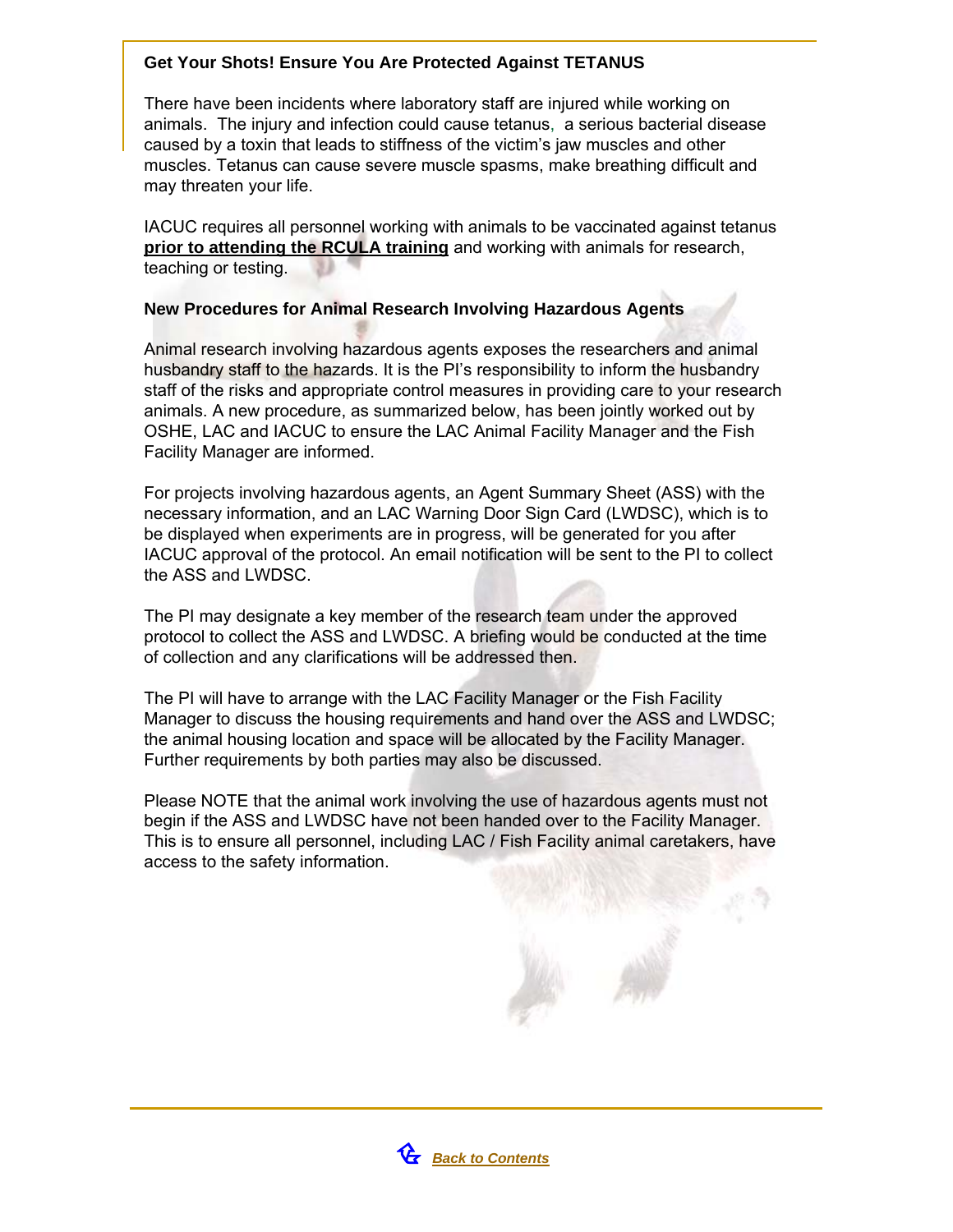### Get Your Shots! Ensure You Are Protected Against TETANUS

There have been incidents where laboratory staff are injured while working on animals. The injury and infection could cause tetanus, a serious bacterial disease caused by a toxin that leads to stiffness of the victim's jaw muscles and other muscles. Tetanus can cause severe muscle spasms, make breathing difficult and may threaten your life.

IACUC requires all personnel working with animals to be vaccinated against tetanus **prior to attending the RCULA training** and working with animals for research, teaching or testing.

### New Procedures for Animal Research Involving Hazardous Agents

Animal research involving hazardous agents exposes the researchers and animal husbandry staff to the hazards. It is the PI's responsibility to inform the husbandry staff of the risks and appropriate control measures in providing care to your research animals. A new procedure, as summarized below, has been jointly worked out by OSHE, LAC and IACUC to ensure the LAC Animal Facility Manager and the Fish Facility Manager are informed.

For projects involving hazardous agents, an Agent Summary Sheet (ASS) with the necessary information, and an LAC Warning Door Sign Card (LWDSC), which is to be displayed when experiments are in progress, will be generated for you after IACUC approval of the protocol. An email notification will be sent to the PI to collect the ASS and LWDSC.

The PI may designate a key member of the research team under the approved protocol to collect the ASS and LWDSC. A briefing would be conducted at the time of collection and any clarifications will be addressed then.

The PI will have to arrange with the LAC Facility Manager or the Fish Facility Manager to discuss the housing requirements and hand over the ASS and LWDSC; the animal housing location and space will be allocated by the Facility Manager. Further requirements by both parties may also be discussed.

Please NOTE that the animal work involving the use of hazardous agents must not begin if the ASS and LWDSC have not been handed over to the Facility Manager. This is to ensure all personnel, including LAC / Fish Facility animal caretakers, have access to the safety information.

*Back to Contents*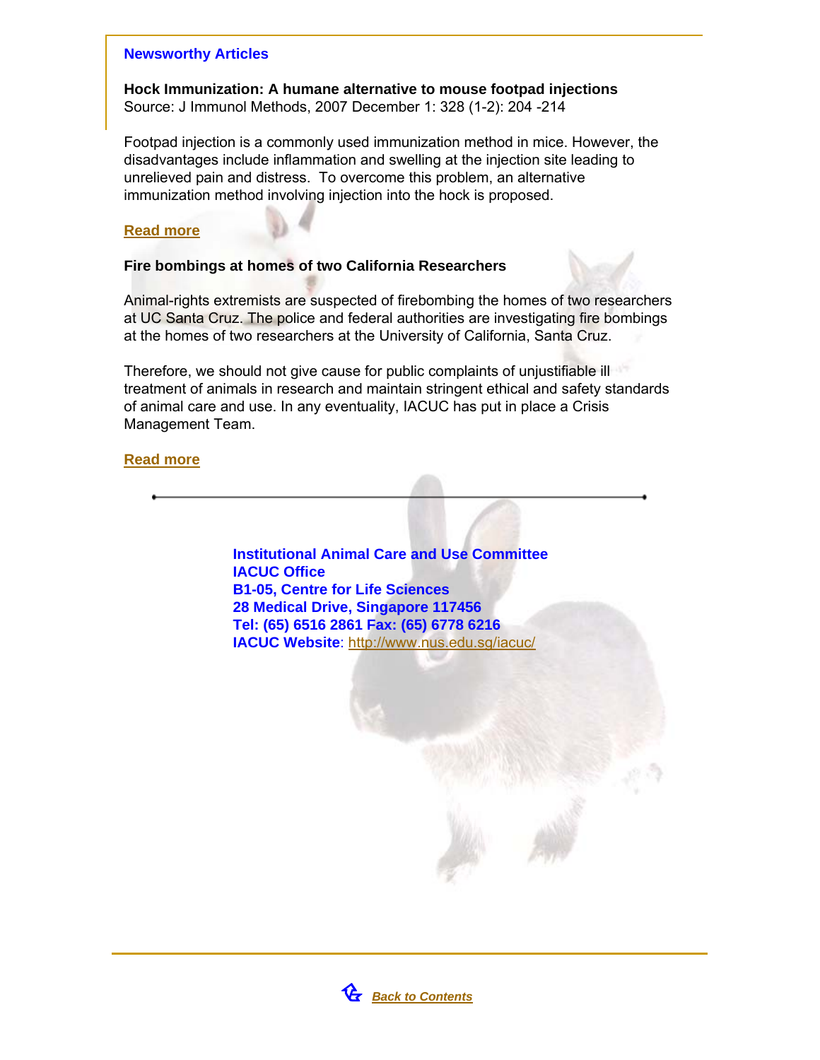## Newsworthy Articles

**Hock Immunization: A humane alternative to mouse footpad injections**
Source: J Immunol Methods, 2007 December 1: 328 (1-2): 204 -214

Footpad injection is a commonly used immunization method in mice. However, the disadvantages include inflammation and swelling at the injection site leading to unrelieved pain and distress. To overcome this problem, an alternative immunization method involving injection into the hock is proposed.

**Read more**

**Fire bombings at homes of two California Researchers**

Animal-rights extremists are suspected of firebombing the homes of two researchers at UC Santa Cruz. The police and federal authorities are investigating fire bombings at the homes of two researchers at the University of California, Santa Cruz.

Therefore, we should not give cause for public complaints of unjustifiable ill treatment of animals in research and maintain stringent ethical and safety standards of animal care and use. In any eventuality, IACUC has put in place a Crisis Management Team.

**Read more**

---

**Institutional Animal Care and Use Committee**
**IACUC Office**
**B1-05, Centre for Life Sciences**
**28 Medical Drive, Singapore 117456**
**Tel: (65) 6516 2861 Fax: (65) 6778 6216**
**IACUC Website**: http://www.nus.edu.sg/iacuc/

*Back to Contents*